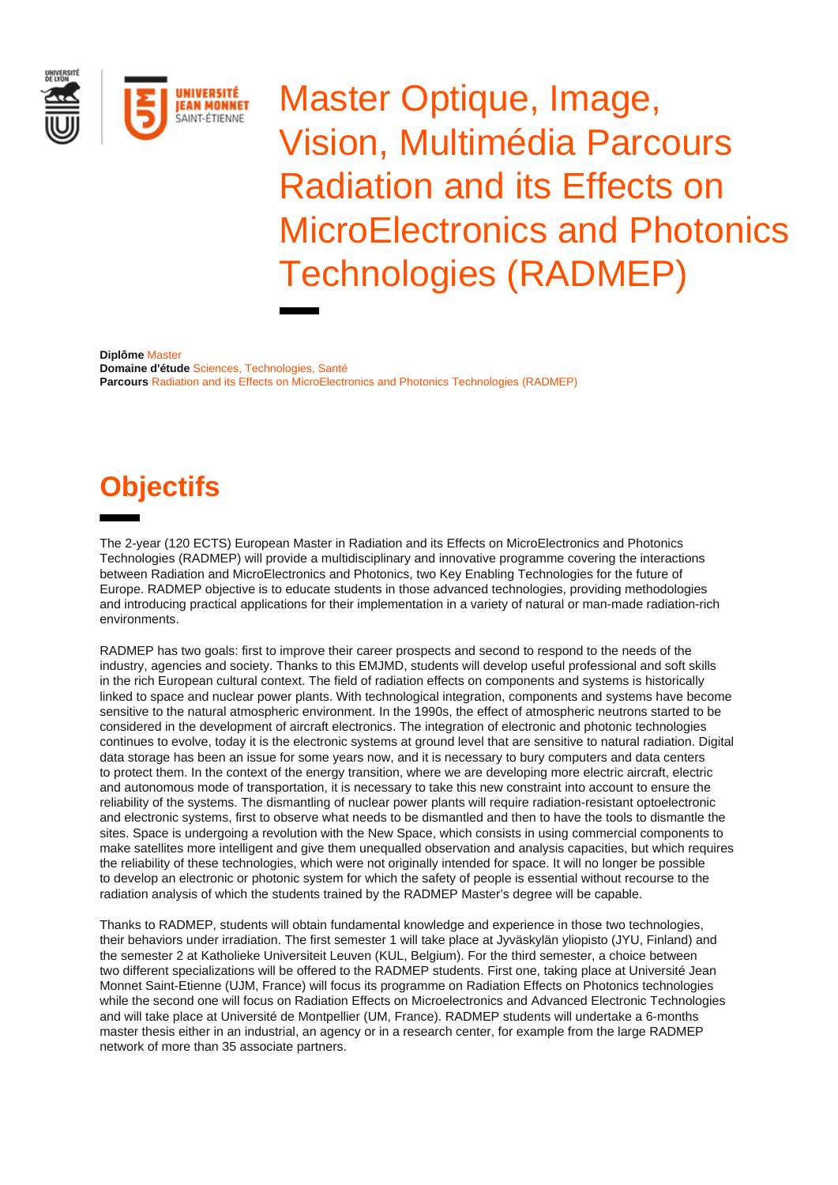# Master Optique, Image, Vision, Multimédia Parcours Radiation and its Effects on MicroElectronics and Photonics Technologies (RADMEP)

**Diplôme** Master
**Domaine d'étude** Sciences, Technologies, Santé
**Parcours** Radiation and its Effects on MicroElectronics and Photonics Technologies (RADMEP)

## Objectifs

The 2-year (120 ECTS) European Master in Radiation and its Effects on MicroElectronics and Photonics Technologies (RADMEP) will provide a multidisciplinary and innovative programme covering the interactions between Radiation and MicroElectronics and Photonics, two Key Enabling Technologies for the future of Europe. RADMEP objective is to educate students in those advanced technologies, providing methodologies and introducing practical applications for their implementation in a variety of natural or man-made radiation-rich environments.

RADMEP has two goals: first to improve their career prospects and second to respond to the needs of the industry, agencies and society. Thanks to this EMJMD, students will develop useful professional and soft skills in the rich European cultural context. The field of radiation effects on components and systems is historically linked to space and nuclear power plants. With technological integration, components and systems have become sensitive to the natural atmospheric environment. In the 1990s, the effect of atmospheric neutrons started to be considered in the development of aircraft electronics. The integration of electronic and photonic technologies continues to evolve, today it is the electronic systems at ground level that are sensitive to natural radiation. Digital data storage has been an issue for some years now, and it is necessary to bury computers and data centers to protect them. In the context of the energy transition, where we are developing more electric aircraft, electric and autonomous mode of transportation, it is necessary to take this new constraint into account to ensure the reliability of the systems. The dismantling of nuclear power plants will require radiation-resistant optoelectronic and electronic systems, first to observe what needs to be dismantled and then to have the tools to dismantle the sites. Space is undergoing a revolution with the New Space, which consists in using commercial components to make satellites more intelligent and give them unequalled observation and analysis capacities, but which requires the reliability of these technologies, which were not originally intended for space. It will no longer be possible to develop an electronic or photonic system for which the safety of people is essential without recourse to the radiation analysis of which the students trained by the RADMEP Master's degree will be capable.

Thanks to RADMEP, students will obtain fundamental knowledge and experience in those two technologies, their behaviors under irradiation. The first semester 1 will take place at Jyväskylän yliopisto (JYU, Finland) and the semester 2 at Katholieke Universiteit Leuven (KUL, Belgium). For the third semester, a choice between two different specializations will be offered to the RADMEP students. First one, taking place at Université Jean Monnet Saint-Etienne (UJM, France) will focus its programme on Radiation Effects on Photonics technologies while the second one will focus on Radiation Effects on Microelectronics and Advanced Electronic Technologies and will take place at Université de Montpellier (UM, France). RADMEP students will undertake a 6-months master thesis either in an industrial, an agency or in a research center, for example from the large RADMEP network of more than 35 associate partners.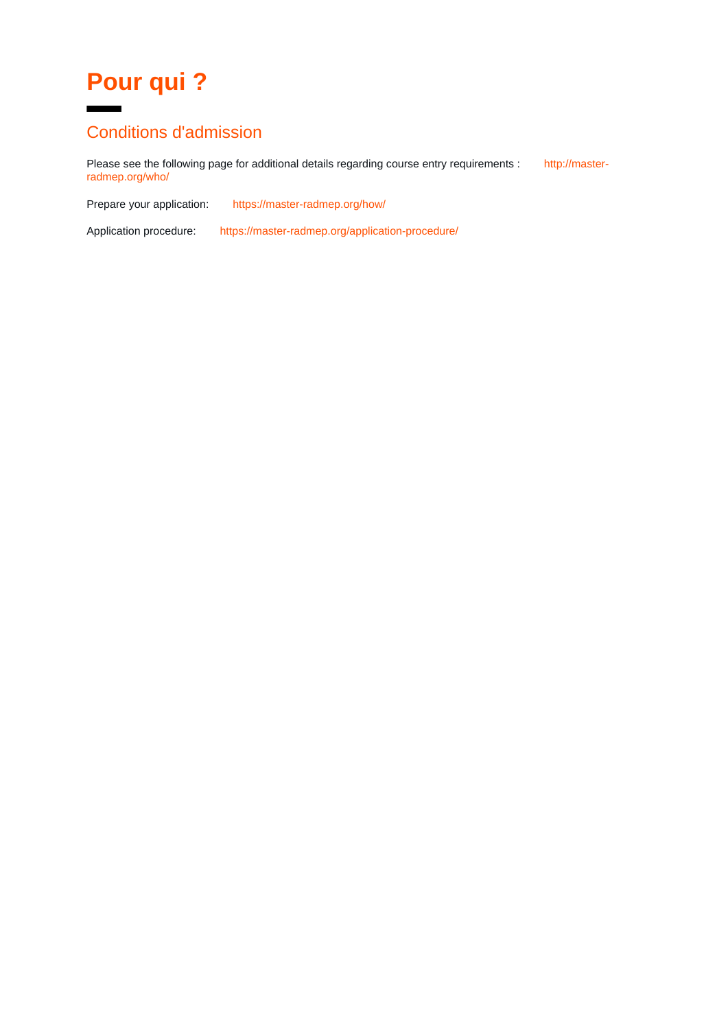# Pour qui ?

## Conditions d'admission

Please see the following page for additional details regarding course entry requirements : http://master-radmep.org/who/

Prepare your application: https://master-radmep.org/how/

Application procedure: https://master-radmep.org/application-procedure/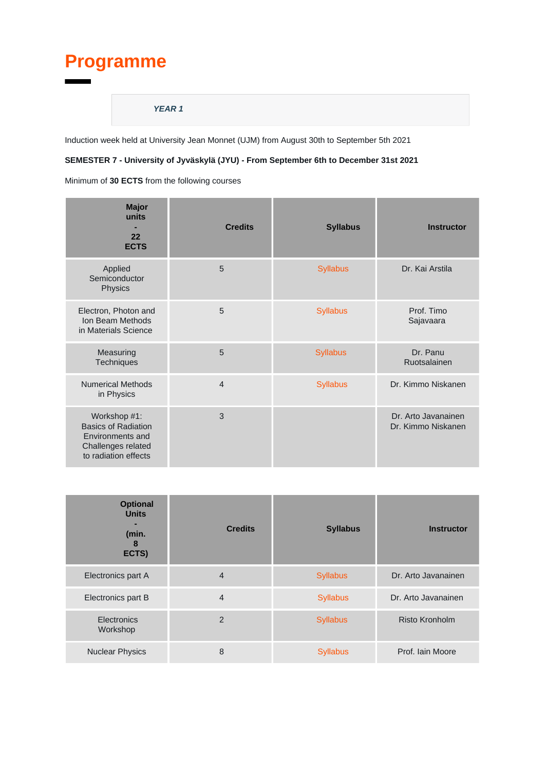# Programme

***YEAR 1***

Induction week held at University Jean Monnet (UJM) from August 30th to September 5th 2021

**SEMESTER 7 - University of Jyväskylä (JYU) - From September 6th to December 31st 2021**

Minimum of **30 ECTS** from the following courses

| **Major units - 22 ECTS** | **Credits** | **Syllabus** | **Instructor** |
|---|---|---|---|
| Applied Semiconductor Physics | 5 | Syllabus | Dr. Kai Arstila |
| Electron, Photon and Ion Beam Methods in Materials Science | 5 | Syllabus | Prof. Timo Sajavaara |
| Measuring Techniques | 5 | Syllabus | Dr. Panu Ruotsalainen |
| Numerical Methods in Physics | 4 | Syllabus | Dr. Kimmo Niskanen |
| Workshop #1: Basics of Radiation Environments and Challenges related to radiation effects | 3 | | Dr. Arto Javanainen<br>Dr. Kimmo Niskanen |

| **Optional Units - (min. 8 ECTS)** | **Credits** | **Syllabus** | **Instructor** |
|---|---|---|---|
| Electronics part A | 4 | Syllabus | Dr. Arto Javanainen |
| Electronics part B | 4 | Syllabus | Dr. Arto Javanainen |
| Electronics Workshop | 2 | Syllabus | Risto Kronholm |
| Nuclear Physics | 8 | Syllabus | Prof. Iain Moore |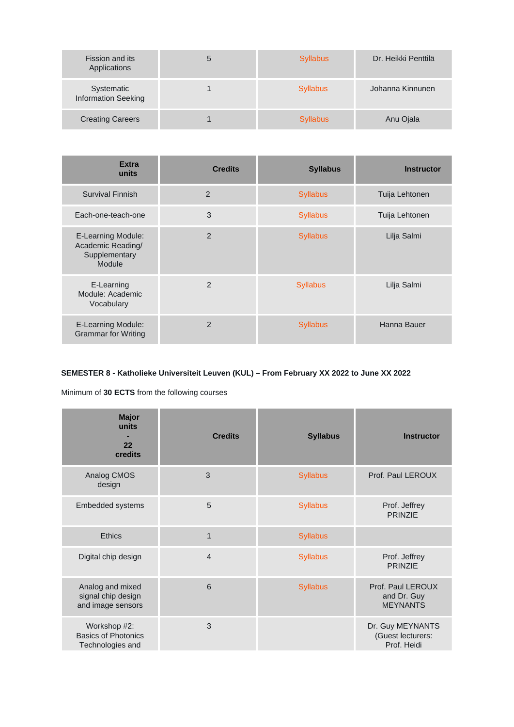| | | | |
|---|---|---|---|
| Fission and its Applications | 5 | Syllabus | Dr. Heikki Penttilä |
| Systematic Information Seeking | 1 | Syllabus | Johanna Kinnunen |
| Creating Careers | 1 | Syllabus | Anu Ojala |

| Extra units | Credits | Syllabus | Instructor |
|---|---|---|---|
| Survival Finnish | 2 | Syllabus | Tuija Lehtonen |
| Each-one-teach-one | 3 | Syllabus | Tuija Lehtonen |
| E-Learning Module: Academic Reading/ Supplementary Module | 2 | Syllabus | Lilja Salmi |
| E-Learning Module: Academic Vocabulary | 2 | Syllabus | Lilja Salmi |
| E-Learning Module: Grammar for Writing | 2 | Syllabus | Hanna Bauer |

**SEMESTER 8 - Katholieke Universiteit Leuven (KUL) – From February XX 2022 to June XX 2022**

Minimum of **30 ECTS** from the following courses

| Major units - 22 credits | Credits | Syllabus | Instructor |
|---|---|---|---|
| Analog CMOS design | 3 | Syllabus | Prof. Paul LEROUX |
| Embedded systems | 5 | Syllabus | Prof. Jeffrey PRINZIE |
| Ethics | 1 | Syllabus | |
| Digital chip design | 4 | Syllabus | Prof. Jeffrey PRINZIE |
| Analog and mixed signal chip design and image sensors | 6 | Syllabus | Prof. Paul LEROUX and Dr. Guy MEYNANTS |
| Workshop #2: Basics of Photonics Technologies and | 3 | | Dr. Guy MEYNANTS (Guest lecturers: Prof. Heidi |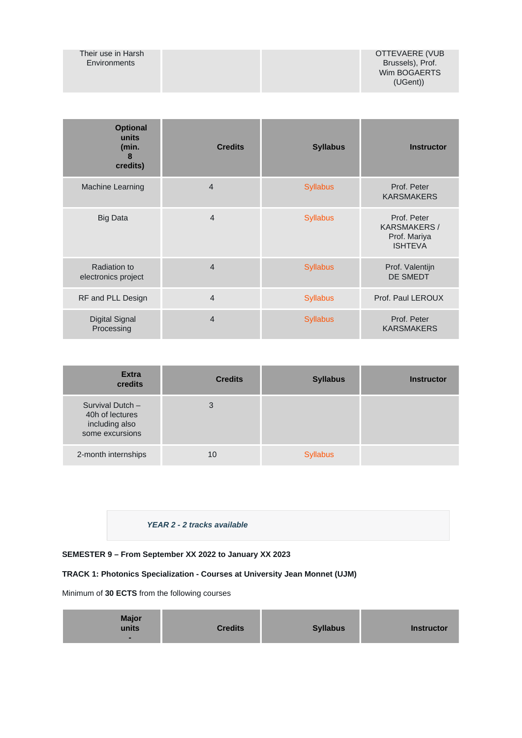| Their use in Harsh Environments | | | OTTEVAERE (VUB Brussels), Prof. Wim BOGAERTS (UGent)) |
|---|---|---|---|

| **Optional units (min. 8 credits)** | **Credits** | **Syllabus** | **Instructor** |
|---|---|---|---|
| Machine Learning | 4 | Syllabus | Prof. Peter KARSMAKERS |
| Big Data | 4 | Syllabus | Prof. Peter KARSMAKERS / Prof. Mariya ISHTEVA |
| Radiation to electronics project | 4 | Syllabus | Prof. Valentijn DE SMEDT |
| RF and PLL Design | 4 | Syllabus | Prof. Paul LEROUX |
| Digital Signal Processing | 4 | Syllabus | Prof. Peter KARSMAKERS |

| **Extra credits** | **Credits** | **Syllabus** | **Instructor** |
|---|---|---|---|
| Survival Dutch – 40h of lectures including also some excursions | 3 | | |
| 2-month internships | 10 | Syllabus | |

***YEAR 2 - 2 tracks available***

**SEMESTER 9 – From September XX 2022 to January XX 2023**

**TRACK 1: Photonics Specialization - Courses at University Jean Monnet (UJM)**

Minimum of **30 ECTS** from the following courses

| **Major units -** | **Credits** | **Syllabus** | **Instructor** |
|---|---|---|---|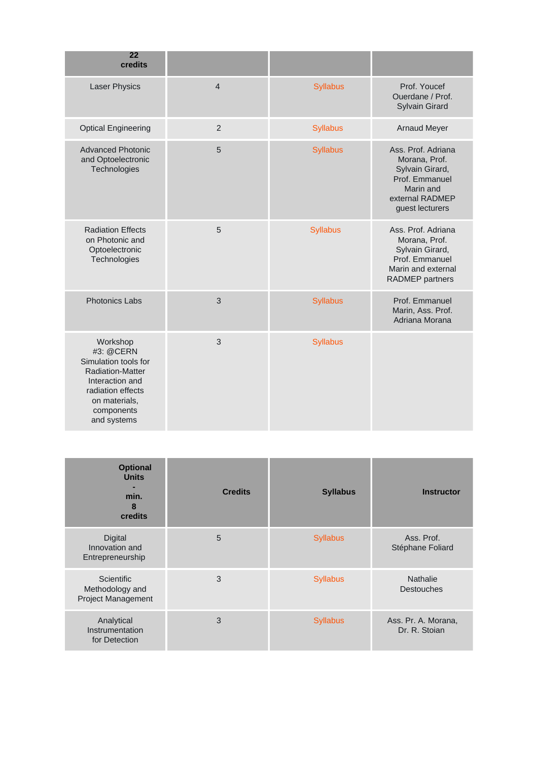| 22 credits | | | |
|---|---|---|---|
| Laser Physics | 4 | Syllabus | Prof. Youcef Ouerdane / Prof. Sylvain Girard |
| Optical Engineering | 2 | Syllabus | Arnaud Meyer |
| Advanced Photonic and Optoelectronic Technologies | 5 | Syllabus | Ass. Prof. Adriana Morana, Prof. Sylvain Girard, Prof. Emmanuel Marin and external RADMEP guest lecturers |
| Radiation Effects on Photonic and Optoelectronic Technologies | 5 | Syllabus | Ass. Prof. Adriana Morana, Prof. Sylvain Girard, Prof. Emmanuel Marin and external RADMEP partners |
| Photonics Labs | 3 | Syllabus | Prof. Emmanuel Marin, Ass. Prof. Adriana Morana |
| Workshop #3: @CERN Simulation tools for Radiation-Matter Interaction and radiation effects on materials, components and systems | 3 | Syllabus | |

| Optional Units - min. 8 credits | Credits | Syllabus | Instructor |
|---|---|---|---|
| Digital Innovation and Entrepreneurship | 5 | Syllabus | Ass. Prof. Stéphane Foliard |
| Scientific Methodology and Project Management | 3 | Syllabus | Nathalie Destouches |
| Analytical Instrumentation for Detection | 3 | Syllabus | Ass. Pr. A. Morana, Dr. R. Stoian |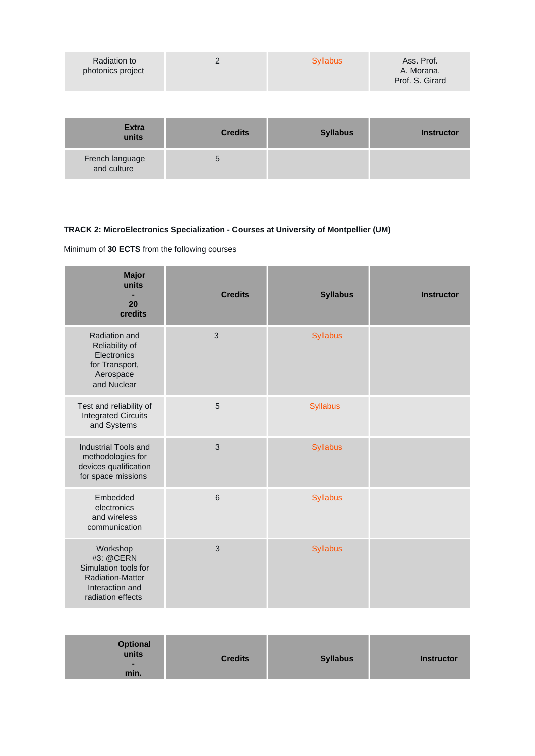| Radiation to photonics project | 2 | Syllabus | Ass. Prof. A. Morana, Prof. S. Girard |
|---|---|---|---|

| **Extra units** | **Credits** | **Syllabus** | **Instructor** |
|---|---|---|---|
| French language and culture | 5 | | |

**TRACK 2: MicroElectronics Specialization - Courses at University of Montpellier (UM)**

Minimum of **30 ECTS** from the following courses

| **Major units - 20 credits** | **Credits** | **Syllabus** | **Instructor** |
|---|---|---|---|
| Radiation and Reliability of Electronics for Transport, Aerospace and Nuclear | 3 | Syllabus | |
| Test and reliability of Integrated Circuits and Systems | 5 | Syllabus | |
| Industrial Tools and methodologies for devices qualification for space missions | 3 | Syllabus | |
| Embedded electronics and wireless communication | 6 | Syllabus | |
| Workshop #3: @CERN Simulation tools for Radiation-Matter Interaction and radiation effects | 3 | Syllabus | |

| **Optional units - min.** | **Credits** | **Syllabus** | **Instructor** |
|---|---|---|---|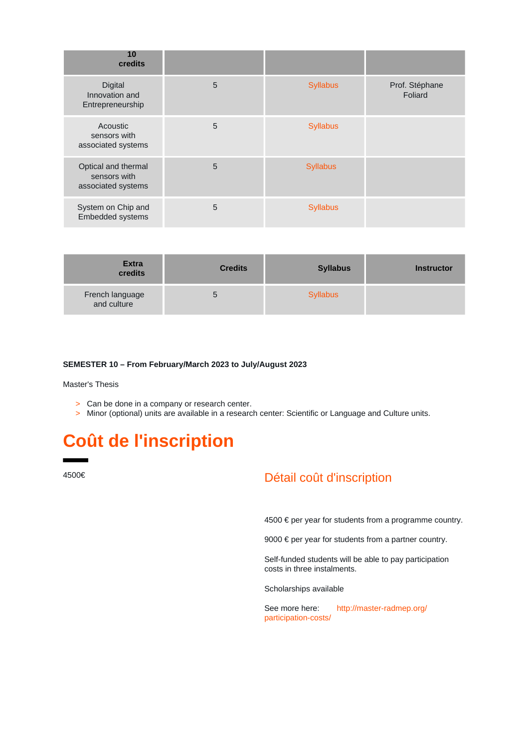| 10 credits | | | |
|---|---|---|---|
| Digital Innovation and Entrepreneurship | 5 | Syllabus | Prof. Stéphane Foliard |
| Acoustic sensors with associated systems | 5 | Syllabus | |
| Optical and thermal sensors with associated systems | 5 | Syllabus | |
| System on Chip and Embedded systems | 5 | Syllabus | |

| Extra credits | Credits | Syllabus | Instructor |
|---|---|---|---|
| French language and culture | 5 | Syllabus | |

**SEMESTER 10 – From February/March 2023 to July/August 2023**

Master's Thesis

- Can be done in a company or research center.
- Minor (optional) units are available in a research center: Scientific or Language and Culture units.

# Coût de l'inscription

4500€

## Détail coût d'inscription

4500 € per year for students from a programme country.

9000 € per year for students from a partner country.

Self-funded students will be able to pay participation costs in three instalments.

Scholarships available

See more here: http://master-radmep.org/participation-costs/